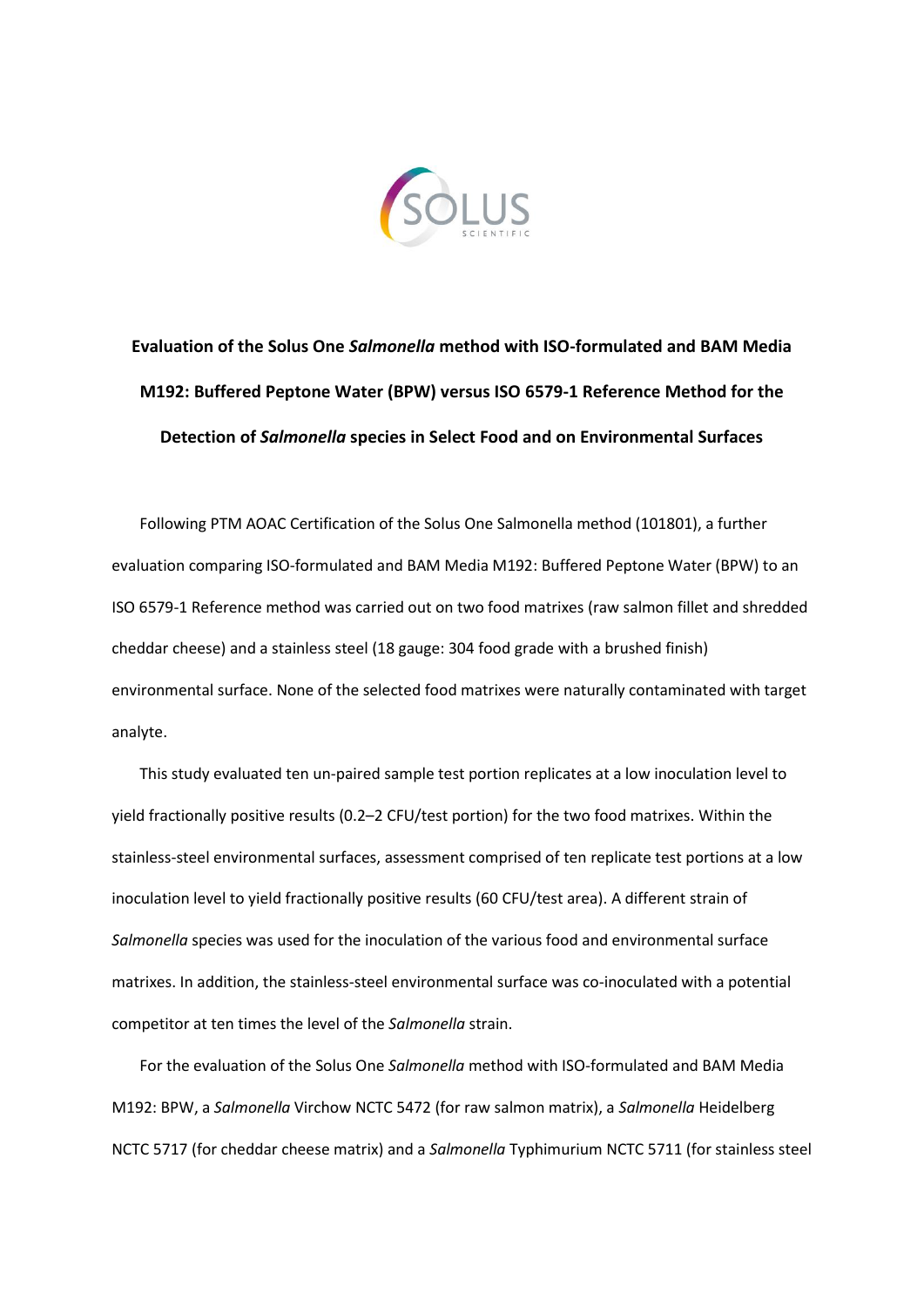# Evaluation of the Solus One *Salmonella* method with ISO-formulated and BAM Media M192: Buffered Peptone Water (BPW) versus ISO 6579-1 Reference Method for the Detection of *Salmonella* species in Select Food and on Environmental Surfaces

Following PTM AOAC Certification of the Solus One Salmonella method (101801), a further evaluation comparing ISO-formulated and BAM Media M192: Buffered Peptone Water (BPW) to an ISO 6579-1 Reference method was carried out on two food matrixes (raw salmon fillet and shredded cheddar cheese) and a stainless steel (18 gauge: 304 food grade with a brushed finish) environmental surface. None of the selected food matrixes were naturally contaminated with target analyte.

This study evaluated ten un-paired sample test portion replicates at a low inoculation level to yield fractionally positive results (0.2–2 CFU/test portion) for the two food matrixes. Within the stainless-steel environmental surfaces, assessment comprised of ten replicate test portions at a low inoculation level to yield fractionally positive results (60 CFU/test area). A different strain of *Salmonella* species was used for the inoculation of the various food and environmental surface matrixes. In addition, the stainless-steel environmental surface was co-inoculated with a potential competitor at ten times the level of the *Salmonella* strain.

For the evaluation of the Solus One *Salmonella* method with ISO-formulated and BAM Media M192: BPW, a *Salmonella* Virchow NCTC 5472 (for raw salmon matrix), a *Salmonella* Heidelberg NCTC 5717 (for cheddar cheese matrix) and a *Salmonella* Typhimurium NCTC 5711 (for stainless steel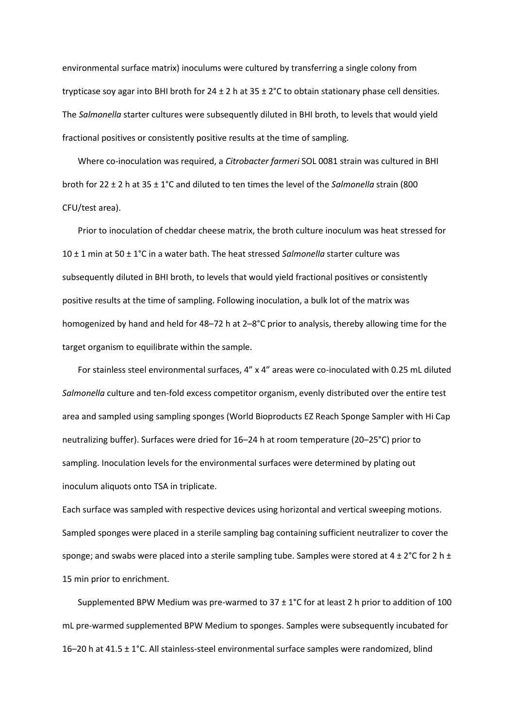environmental surface matrix) inoculums were cultured by transferring a single colony from trypticase soy agar into BHI broth for 24 ± 2 h at 35 ± 2°C to obtain stationary phase cell densities. The *Salmonella* starter cultures were subsequently diluted in BHI broth, to levels that would yield fractional positives or consistently positive results at the time of sampling.

Where co-inoculation was required, a *Citrobacter farmeri* SOL 0081 strain was cultured in BHI broth for 22 ± 2 h at 35 ± 1°C and diluted to ten times the level of the *Salmonella* strain (800 CFU/test area).

Prior to inoculation of cheddar cheese matrix, the broth culture inoculum was heat stressed for 10 ± 1 min at 50 ± 1°C in a water bath. The heat stressed *Salmonella* starter culture was subsequently diluted in BHI broth, to levels that would yield fractional positives or consistently positive results at the time of sampling. Following inoculation, a bulk lot of the matrix was homogenized by hand and held for 48–72 h at 2–8°C prior to analysis, thereby allowing time for the target organism to equilibrate within the sample.

For stainless steel environmental surfaces, 4" x 4" areas were co-inoculated with 0.25 mL diluted *Salmonella* culture and ten-fold excess competitor organism, evenly distributed over the entire test area and sampled using sampling sponges (World Bioproducts EZ Reach Sponge Sampler with Hi Cap neutralizing buffer). Surfaces were dried for 16–24 h at room temperature (20–25°C) prior to sampling. Inoculation levels for the environmental surfaces were determined by plating out inoculum aliquots onto TSA in triplicate.

Each surface was sampled with respective devices using horizontal and vertical sweeping motions. Sampled sponges were placed in a sterile sampling bag containing sufficient neutralizer to cover the sponge; and swabs were placed into a sterile sampling tube. Samples were stored at 4 ± 2°C for 2 h ± 15 min prior to enrichment.

Supplemented BPW Medium was pre-warmed to 37 ± 1°C for at least 2 h prior to addition of 100 mL pre-warmed supplemented BPW Medium to sponges. Samples were subsequently incubated for 16–20 h at 41.5 ± 1°C. All stainless-steel environmental surface samples were randomized, blind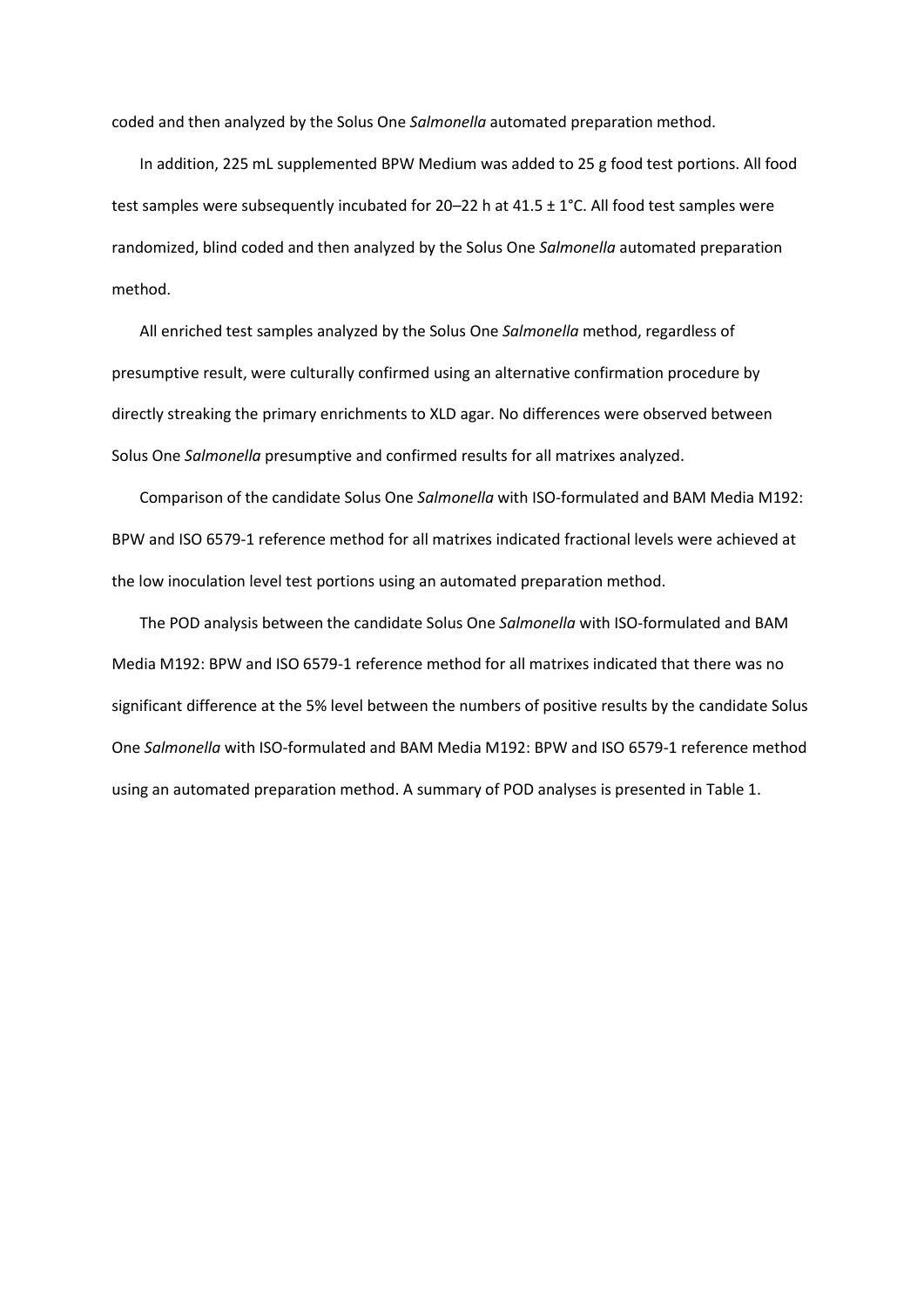coded and then analyzed by the Solus One *Salmonella* automated preparation method.

In addition, 225 mL supplemented BPW Medium was added to 25 g food test portions. All food test samples were subsequently incubated for 20–22 h at 41.5 ± 1°C. All food test samples were randomized, blind coded and then analyzed by the Solus One *Salmonella* automated preparation method.

All enriched test samples analyzed by the Solus One *Salmonella* method, regardless of presumptive result, were culturally confirmed using an alternative confirmation procedure by directly streaking the primary enrichments to XLD agar. No differences were observed between Solus One *Salmonella* presumptive and confirmed results for all matrixes analyzed.

Comparison of the candidate Solus One *Salmonella* with ISO-formulated and BAM Media M192: BPW and ISO 6579-1 reference method for all matrixes indicated fractional levels were achieved at the low inoculation level test portions using an automated preparation method.

The POD analysis between the candidate Solus One *Salmonella* with ISO-formulated and BAM Media M192: BPW and ISO 6579-1 reference method for all matrixes indicated that there was no significant difference at the 5% level between the numbers of positive results by the candidate Solus One *Salmonella* with ISO-formulated and BAM Media M192: BPW and ISO 6579-1 reference method using an automated preparation method. A summary of POD analyses is presented in Table 1.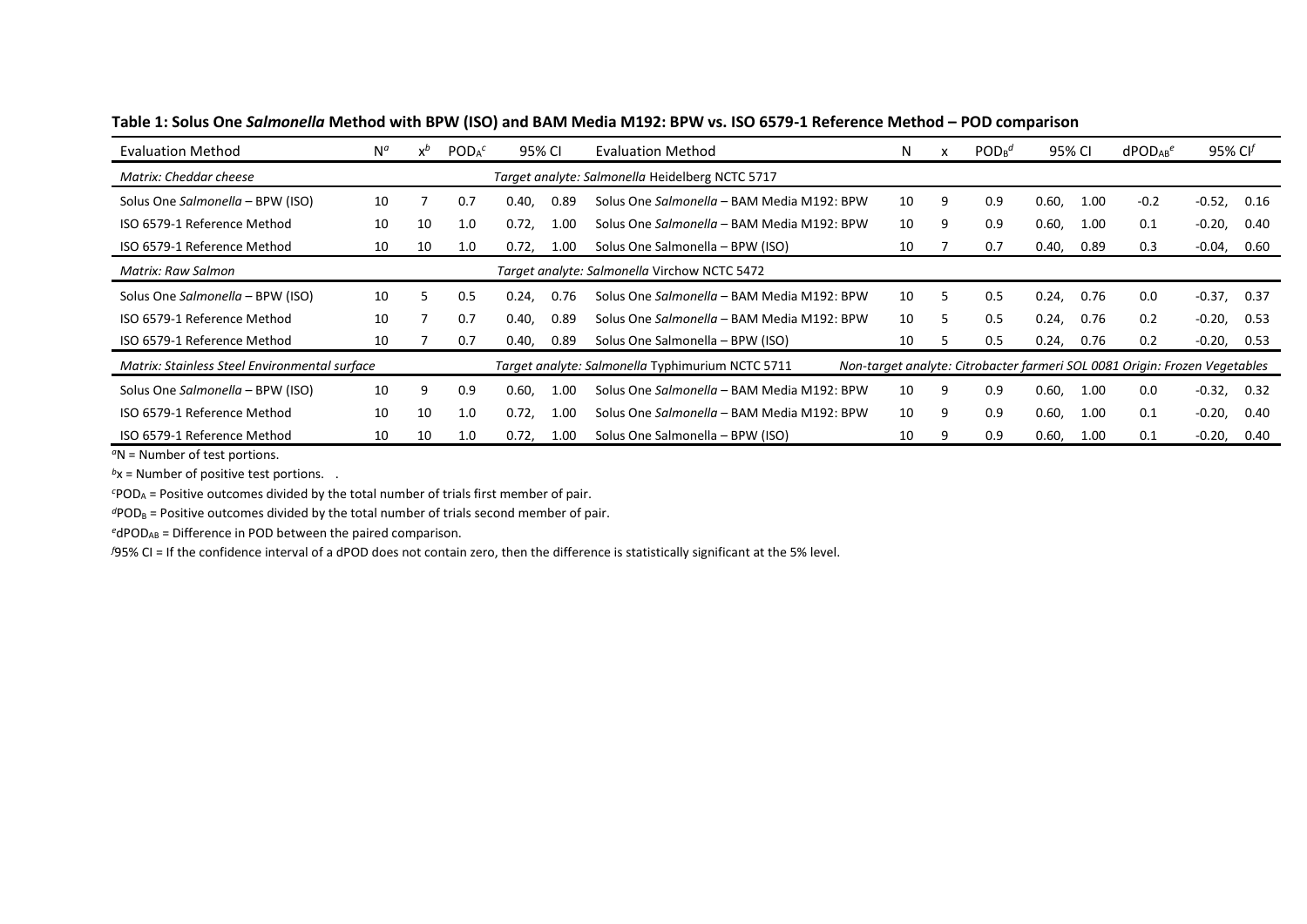**Table 1: Solus One *Salmonella* Method with BPW (ISO) and BAM Media M192: BPW vs. ISO 6579-1 Reference Method – POD comparison**

| Evaluation Method | N[a] | x[b] | $POD_A$[c] | 95% CI | | Evaluation Method | N | x | $POD_B$[d] | 95% CI | | $dPOD_{AB}$[e] | 95% CI[f] | |
|---|---|---|---|---|---|---|---|---|---|---|---|---|---|---|
| *Matrix: Cheddar cheese* | | | | | | *Target analyte: Salmonella* Heidelberg NCTC 5717 | | | | | | | | |
| Solus One *Salmonella* – BPW (ISO) | 10 | 7 | 0.7 | 0.40, | 0.89 | Solus One *Salmonella* – BAM Media M192: BPW | 10 | 9 | 0.9 | 0.60, | 1.00 | -0.2 | -0.52, | 0.16 |
| ISO 6579-1 Reference Method | 10 | 10 | 1.0 | 0.72, | 1.00 | Solus One *Salmonella* – BAM Media M192: BPW | 10 | 9 | 0.9 | 0.60, | 1.00 | 0.1 | -0.20, | 0.40 |
| ISO 6579-1 Reference Method | 10 | 10 | 1.0 | 0.72, | 1.00 | Solus One Salmonella – BPW (ISO) | 10 | 7 | 0.7 | 0.40, | 0.89 | 0.3 | -0.04, | 0.60 |
| *Matrix: Raw Salmon* | | | | | | *Target analyte: Salmonella* Virchow NCTC 5472 | | | | | | | | |
| Solus One *Salmonella* – BPW (ISO) | 10 | 5 | 0.5 | 0.24, | 0.76 | Solus One *Salmonella* – BAM Media M192: BPW | 10 | 5 | 0.5 | 0.24, | 0.76 | 0.0 | -0.37, | 0.37 |
| ISO 6579-1 Reference Method | 10 | 7 | 0.7 | 0.40, | 0.89 | Solus One *Salmonella* – BAM Media M192: BPW | 10 | 5 | 0.5 | 0.24, | 0.76 | 0.2 | -0.20, | 0.53 |
| ISO 6579-1 Reference Method | 10 | 7 | 0.7 | 0.40, | 0.89 | Solus One Salmonella – BPW (ISO) | 10 | 5 | 0.5 | 0.24, | 0.76 | 0.2 | -0.20, | 0.53 |
| *Matrix: Stainless Steel Environmental surface* | | | | | | *Target analyte: Salmonella* Typhimurium NCTC 5711 | *Non-target analyte: Citrobacter farmeri SOL 0081 Origin: Frozen Vegetables* | | | | | | | |
| Solus One *Salmonella* – BPW (ISO) | 10 | 9 | 0.9 | 0.60, | 1.00 | Solus One *Salmonella* – BAM Media M192: BPW | 10 | 9 | 0.9 | 0.60, | 1.00 | 0.0 | -0.32, | 0.32 |
| ISO 6579-1 Reference Method | 10 | 10 | 1.0 | 0.72, | 1.00 | Solus One *Salmonella* – BAM Media M192: BPW | 10 | 9 | 0.9 | 0.60, | 1.00 | 0.1 | -0.20, | 0.40 |
| ISO 6579-1 Reference Method | 10 | 10 | 1.0 | 0.72, | 1.00 | Solus One Salmonella – BPW (ISO) | 10 | 9 | 0.9 | 0.60, | 1.00 | 0.1 | -0.20, | 0.40 |

[a]N = Number of test portions.

[b]x = Number of positive test portions. .

[c]$POD_A$ = Positive outcomes divided by the total number of trials first member of pair.

[d]$POD_B$ = Positive outcomes divided by the total number of trials second member of pair.

[e]$dPOD_{AB}$ = Difference in POD between the paired comparison.

[f]95% CI = If the confidence interval of a dPOD does not contain zero, then the difference is statistically significant at the 5% level.